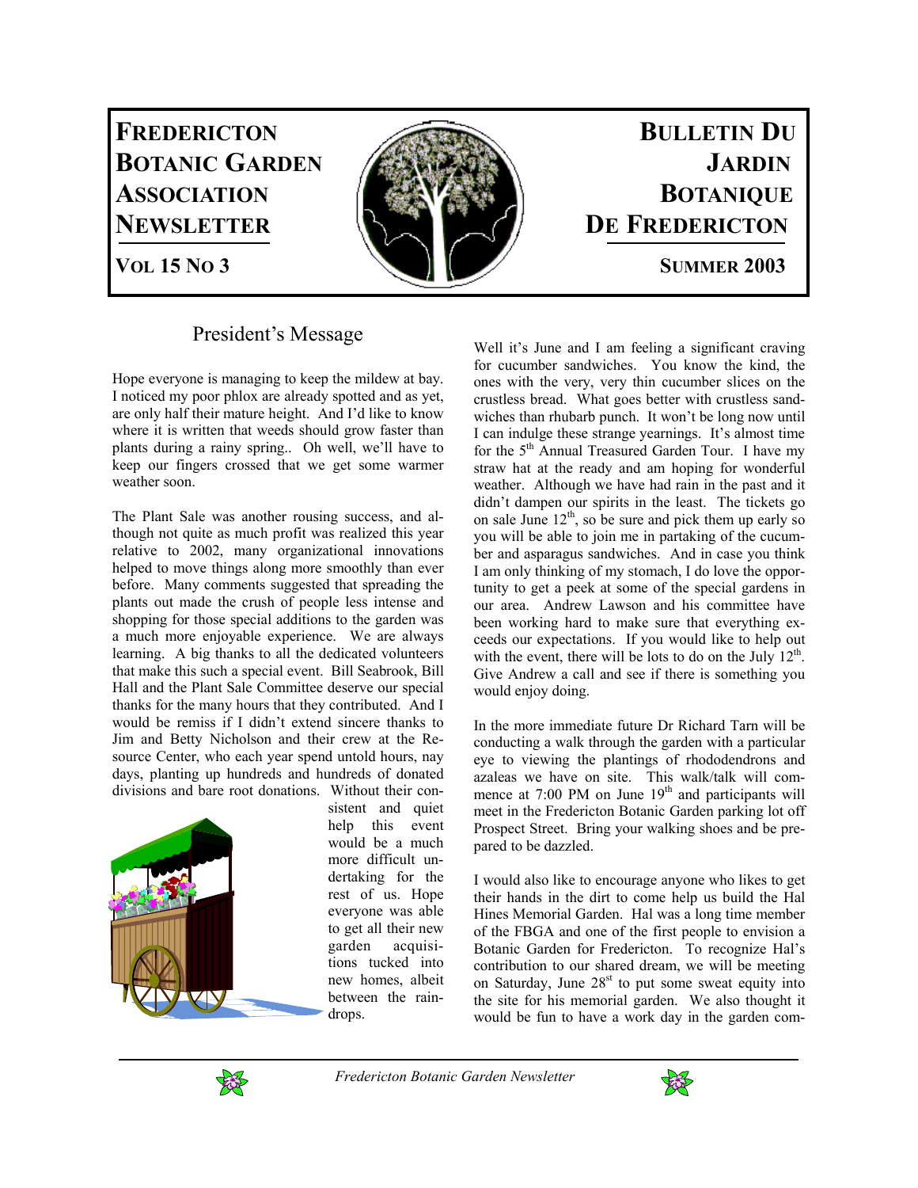# Fredericton Botanic Garden Association Newsletter

# Bulletin du Jardin Botanique de Fredericton

**Vol 15 No 3**

**Summer 2003**

## President's Message

Hope everyone is managing to keep the mildew at bay. I noticed my poor phlox are already spotted and as yet, are only half their mature height. And I'd like to know where it is written that weeds should grow faster than plants during a rainy spring.. Oh well, we'll have to keep our fingers crossed that we get some warmer weather soon.

The Plant Sale was another rousing success, and although not quite as much profit was realized this year relative to 2002, many organizational innovations helped to move things along more smoothly than ever before. Many comments suggested that spreading the plants out made the crush of people less intense and shopping for those special additions to the garden was a much more enjoyable experience. We are always learning. A big thanks to all the dedicated volunteers that make this such a special event. Bill Seabrook, Bill Hall and the Plant Sale Committee deserve our special thanks for the many hours that they contributed. And I would be remiss if I didn't extend sincere thanks to Jim and Betty Nicholson and their crew at the Resource Center, who each year spend untold hours, nay days, planting up hundreds and hundreds of donated divisions and bare root donations. Without their consistent and quiet help this event would be a much more difficult undertaking for the rest of us. Hope everyone was able to get all their new garden acquisitions tucked into new homes, albeit between the raindrops.

Well it's June and I am feeling a significant craving for cucumber sandwiches. You know the kind, the ones with the very, very thin cucumber slices on the crustless bread. What goes better with crustless sandwiches than rhubarb punch. It won't be long now until I can indulge these strange yearnings. It's almost time for the 5th Annual Treasured Garden Tour. I have my straw hat at the ready and am hoping for wonderful weather. Although we have had rain in the past and it didn't dampen our spirits in the least. The tickets go on sale June 12th, so be sure and pick them up early so you will be able to join me in partaking of the cucumber and asparagus sandwiches. And in case you think I am only thinking of my stomach, I do love the opportunity to get a peek at some of the special gardens in our area. Andrew Lawson and his committee have been working hard to make sure that everything exceeds our expectations. If you would like to help out with the event, there will be lots to do on the July 12th. Give Andrew a call and see if there is something you would enjoy doing.

In the more immediate future Dr Richard Tarn will be conducting a walk through the garden with a particular eye to viewing the plantings of rhododendrons and azaleas we have on site. This walk/talk will commence at 7:00 PM on June 19th and participants will meet in the Fredericton Botanic Garden parking lot off Prospect Street. Bring your walking shoes and be prepared to be dazzled.

I would also like to encourage anyone who likes to get their hands in the dirt to come help us build the Hal Hines Memorial Garden. Hal was a long time member of the FBGA and one of the first people to envision a Botanic Garden for Fredericton. To recognize Hal's contribution to our shared dream, we will be meeting on Saturday, June 28st to put some sweat equity into the site for his memorial garden. We also thought it would be fun to have a work day in the garden com-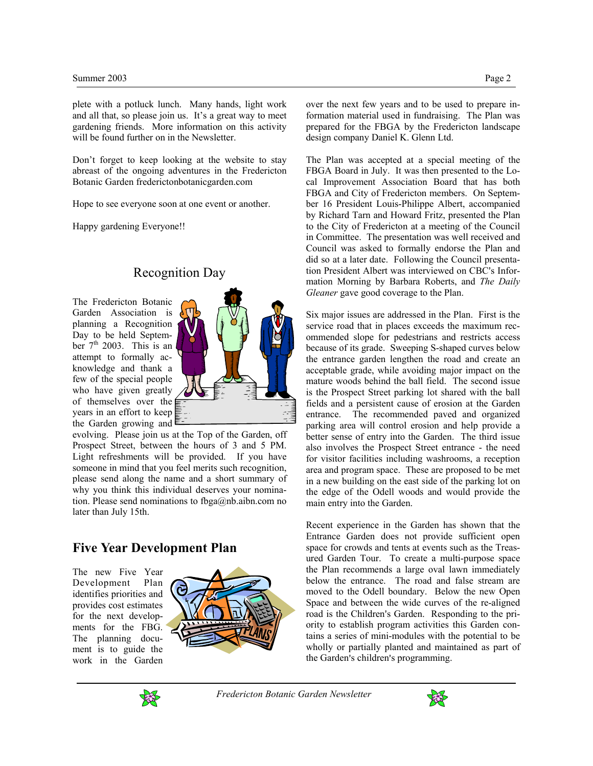plete with a potluck lunch. Many hands, light work and all that, so please join us. It's a great way to meet gardening friends. More information on this activity will be found further on in the Newsletter.

Don't forget to keep looking at the website to stay abreast of the ongoing adventures in the Fredericton Botanic Garden fredericonbotanicgarden.com

Hope to see everyone soon at one event or another.

Happy gardening Everyone!!

## Recognition Day

The Fredericton Botanic Garden Association is planning a Recognition Day to be held September 7th 2003. This is an attempt to formally acknowledge and thank a few of the special people who have given greatly of themselves over the years in an effort to keep the Garden growing and evolving. Please join us at the Top of the Garden, off Prospect Street, between the hours of 3 and 5 PM. Light refreshments will be provided. If you have someone in mind that you feel merits such recognition, please send along the name and a short summary of why you think this individual deserves your nomination. Please send nominations to fbga@nb.aibn.com no later than July 15th.

## Five Year Development Plan

The new Five Year Development Plan identifies priorities and provides cost estimates for the next developments for the FBG. The planning document is to guide the work in the Garden over the next few years and to be used to prepare information material used in fundraising. The Plan was prepared for the FBGA by the Fredericton landscape design company Daniel K. Glenn Ltd.

The Plan was accepted at a special meeting of the FBGA Board in July. It was then presented to the Local Improvement Association Board that has both FBGA and City of Fredericton members. On September 16 President Louis-Philippe Albert, accompanied by Richard Tarn and Howard Fritz, presented the Plan to the City of Fredericton at a meeting of the Council in Committee. The presentation was well received and Council was asked to formally endorse the Plan and did so at a later date. Following the Council presentation President Albert was interviewed on CBC's Information Morning by Barbara Roberts, and *The Daily Gleaner* gave good coverage to the Plan.

Six major issues are addressed in the Plan. First is the service road that in places exceeds the maximum recommended slope for pedestrians and restricts access because of its grade. Sweeping S-shaped curves below the entrance garden lengthen the road and create an acceptable grade, while avoiding major impact on the mature woods behind the ball field. The second issue is the Prospect Street parking lot shared with the ball fields and a persistent cause of erosion at the Garden entrance. The recommended paved and organized parking area will control erosion and help provide a better sense of entry into the Garden. The third issue also involves the Prospect Street entrance - the need for visitor facilities including washrooms, a reception area and program space. These are proposed to be met in a new building on the east side of the parking lot on the edge of the Odell woods and would provide the main entry into the Garden.

Recent experience in the Garden has shown that the Entrance Garden does not provide sufficient open space for crowds and tents at events such as the Treasured Garden Tour. To create a multi-purpose space the Plan recommends a large oval lawn immediately below the entrance. The road and false stream are moved to the Odell boundary. Below the new Open Space and between the wide curves of the re-aligned road is the Children's Garden. Responding to the priority to establish program activities this Garden contains a series of mini-modules with the potential to be wholly or partially planted and maintained as part of the Garden's children's programming.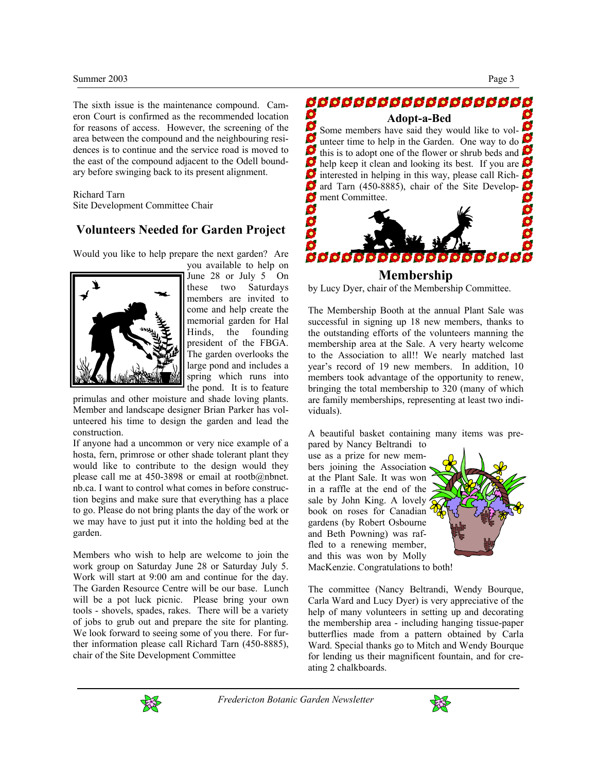The sixth issue is the maintenance compound. Cameron Court is confirmed as the recommended location for reasons of access. However, the screening of the area between the compound and the neighbouring residences is to continue and the service road is moved to the east of the compound adjacent to the Odell boundary before swinging back to its present alignment.

Richard Tarn
Site Development Committee Chair

## Volunteers Needed for Garden Project

Would you like to help prepare the next garden? Are you available to help on June 28 or July 5 On these two Saturdays members are invited to come and help create the memorial garden for Hal Hinds, the founding president of the FBGA. The garden overlooks the large pond and includes a spring which runs into the pond. It is to feature primulas and other moisture and shade loving plants. Member and landscape designer Brian Parker has volunteered his time to design the garden and lead the construction.

If anyone had a uncommon or very nice example of a hosta, fern, primrose or other shade tolerant plant they would like to contribute to the design would they please call me at 450-3898 or email at rootb@nbnet.nb.ca. I want to control what comes in before construction begins and make sure that everything has a place to go. Please do not bring plants the day of the work or we may have to just put it into the holding bed at the garden.

Members who wish to help are welcome to join the work group on Saturday June 28 or Saturday July 5. Work will start at 9:00 am and continue for the day. The Garden Resource Centre will be our base. Lunch will be a pot luck picnic. Please bring your own tools - shovels, spades, rakes. There will be a variety of jobs to grub out and prepare the site for planting. We look forward to seeing some of you there. For further information please call Richard Tarn (450-8885), chair of the Site Development Committee

### Adopt-a-Bed

Some members have said they would like to volunteer time to help in the Garden. One way to do this is to adopt one of the flower or shrub beds and help keep it clean and looking its best. If you are interested in helping in this way, please call Richard Tarn (450-8885), chair of the Site Development Committee.

## Membership

by Lucy Dyer, chair of the Membership Committee.

The Membership Booth at the annual Plant Sale was successful in signing up 18 new members, thanks to the outstanding efforts of the volunteers manning the membership area at the Sale. A very hearty welcome to the Association to all!! We nearly matched last year's record of 19 new members. In addition, 10 members took advantage of the opportunity to renew, bringing the total membership to 320 (many of which are family memberships, representing at least two individuals).

A beautiful basket containing many items was prepared by Nancy Beltrandi to use as a prize for new members joining the Association at the Plant Sale. It was won in a raffle at the end of the sale by John King. A lovely book on roses for Canadian gardens (by Robert Osbourne and Beth Powning) was raffled to a renewing member, and this was won by Molly MacKenzie. Congratulations to both!

The committee (Nancy Beltrandi, Wendy Bourque, Carla Ward and Lucy Dyer) is very appreciative of the help of many volunteers in setting up and decorating the membership area - including hanging tissue-paper butterflies made from a pattern obtained by Carla Ward. Special thanks go to Mitch and Wendy Bourque for lending us their magnificent fountain, and for creating 2 chalkboards.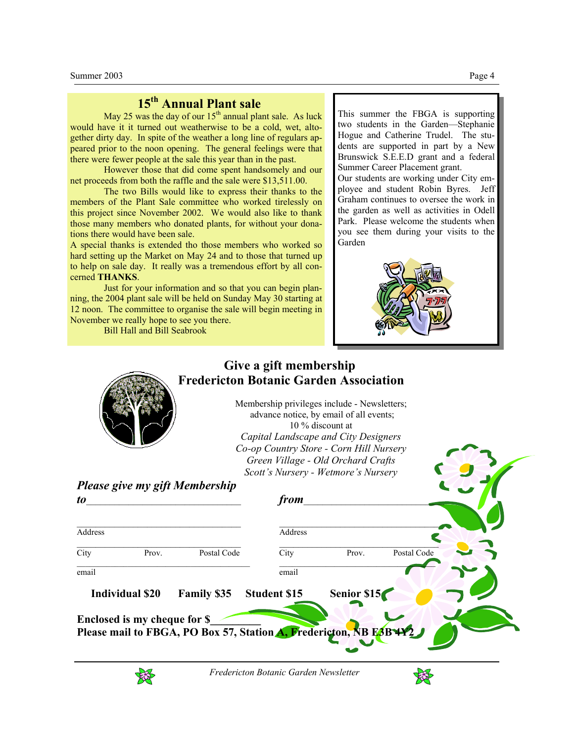## 15th Annual Plant sale

May 25 was the day of our 15th annual plant sale. As luck would have it it turned out weatherwise to be a cold, wet, altogether dirty day. In spite of the weather a long line of regulars appeared prior to the noon opening. The general feelings were that there were fewer people at the sale this year than in the past.

However those that did come spent handsomely and our net proceeds from both the raffle and the sale were $13,511.00.

The two Bills would like to express their thanks to the members of the Plant Sale committee who worked tirelessly on this project since November 2002. We would also like to thank those many members who donated plants, for without your donations there would have been sale.

A special thanks is extended tho those members who worked so hard setting up the Market on May 24 and to those that turned up to help on sale day. It really was a tremendous effort by all concerned **THANKS**.

Just for your information and so that you can begin planning, the 2004 plant sale will be held on Sunday May 30 starting at 12 noon. The committee to organise the sale will begin meeting in November we really hope to see you there.

Bill Hall and Bill Seabrook

This summer the FBGA is supporting two students in the Garden—Stephanie Hogue and Catherine Trudel. The students are supported in part by a New Brunswick S.E.E.D grant and a federal Summer Career Placement grant.

Our students are working under City employee and student Robin Byres. Jeff Graham continues to oversee the work in the garden as well as activities in Odell Park. Please welcome the students when you see them during your visits to the Garden

## Give a gift membership
## Fredericton Botanic Garden Association

Membership privileges include - Newsletters; advance notice, by email of all events; 10 % discount at
*Capital Landscape and City Designers*
*Co-op Country Store - Corn Hill Nursery*
*Green Village - Old Orchard Crafts*
*Scott's Nursery - Wetmore's Nursery*

***Please give my gift Membership***

***to***_____________________________ ***from***_____________________________

_____________________________
Address

_____________________________
City Prov. Postal Code

_____________________________
email

_____________________________
Address

_____________________________
City Prov. Postal Code

_____________________________
email

**Individual $20 Family $35 Student $15 Senior $15**

**Enclosed is my cheque for $________**
**Please mail to FBGA, PO Box 57, Station A, Fredericton, NB E3B 4Y2**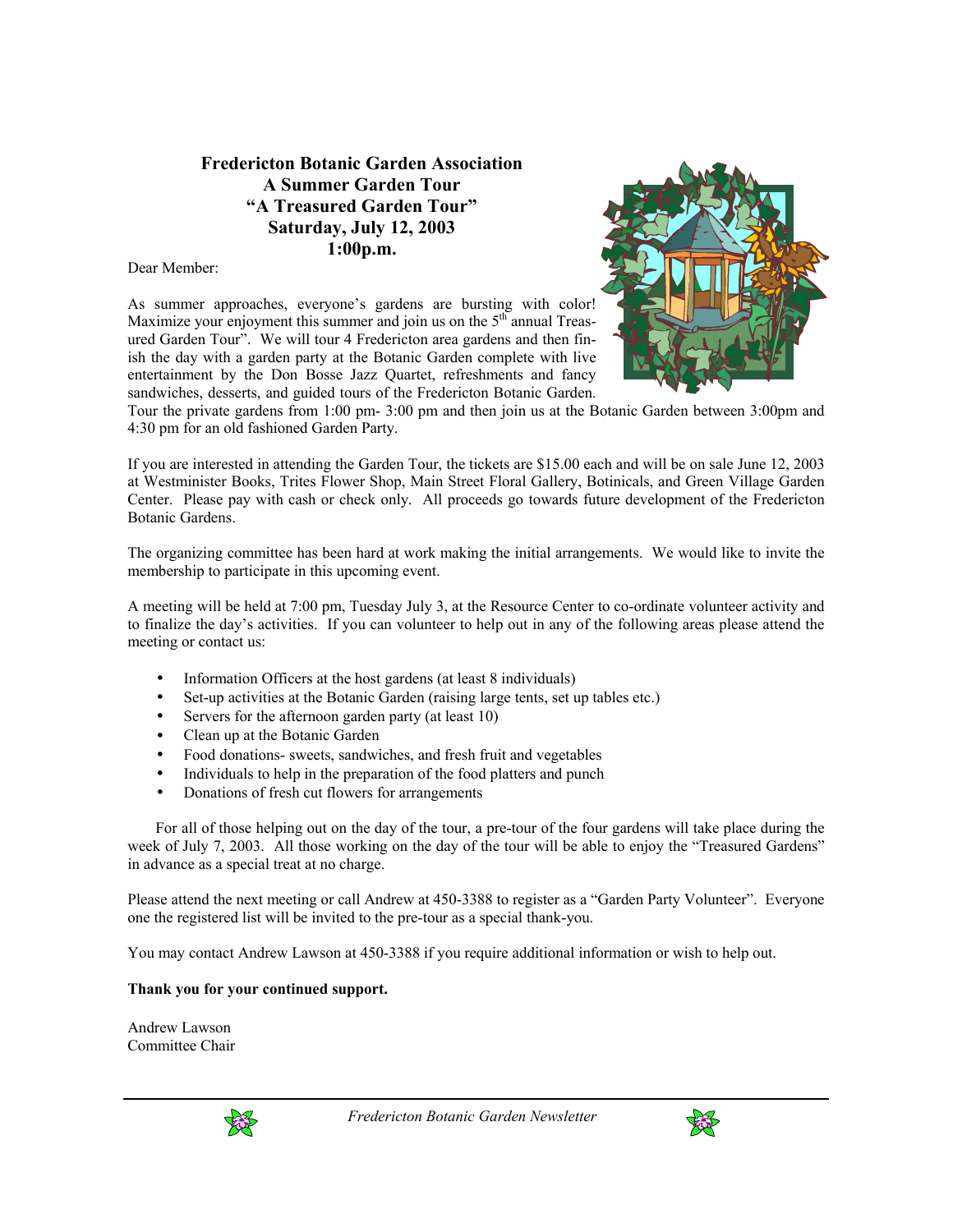**Fredericton Botanic Garden Association**
**A Summer Garden Tour**
**"A Treasured Garden Tour"**
**Saturday, July 12, 2003**
**1:00p.m.**

Dear Member:

As summer approaches, everyone's gardens are bursting with color! Maximize your enjoyment this summer and join us on the 5th annual Treasured Garden Tour". We will tour 4 Fredericton area gardens and then finish the day with a garden party at the Botanic Garden complete with live entertainment by the Don Bosse Jazz Quartet, refreshments and fancy sandwiches, desserts, and guided tours of the Fredericton Botanic Garden. Tour the private gardens from 1:00 pm- 3:00 pm and then join us at the Botanic Garden between 3:00pm and 4:30 pm for an old fashioned Garden Party.

If you are interested in attending the Garden Tour, the tickets are $15.00 each and will be on sale June 12, 2003 at Westminister Books, Trites Flower Shop, Main Street Floral Gallery, Botinicals, and Green Village Garden Center. Please pay with cash or check only. All proceeds go towards future development of the Fredericton Botanic Gardens.

The organizing committee has been hard at work making the initial arrangements. We would like to invite the membership to participate in this upcoming event.

A meeting will be held at 7:00 pm, Tuesday July 3, at the Resource Center to co-ordinate volunteer activity and to finalize the day's activities. If you can volunteer to help out in any of the following areas please attend the meeting or contact us:

- Information Officers at the host gardens (at least 8 individuals)
- Set-up activities at the Botanic Garden (raising large tents, set up tables etc.)
- Servers for the afternoon garden party (at least 10)
- Clean up at the Botanic Garden
- Food donations- sweets, sandwiches, and fresh fruit and vegetables
- Individuals to help in the preparation of the food platters and punch
- Donations of fresh cut flowers for arrangements

For all of those helping out on the day of the tour, a pre-tour of the four gardens will take place during the week of July 7, 2003. All those working on the day of the tour will be able to enjoy the "Treasured Gardens" in advance as a special treat at no charge.

Please attend the next meeting or call Andrew at 450-3388 to register as a "Garden Party Volunteer". Everyone one the registered list will be invited to the pre-tour as a special thank-you.

You may contact Andrew Lawson at 450-3388 if you require additional information or wish to help out.

**Thank you for your continued support.**

Andrew Lawson
Committee Chair